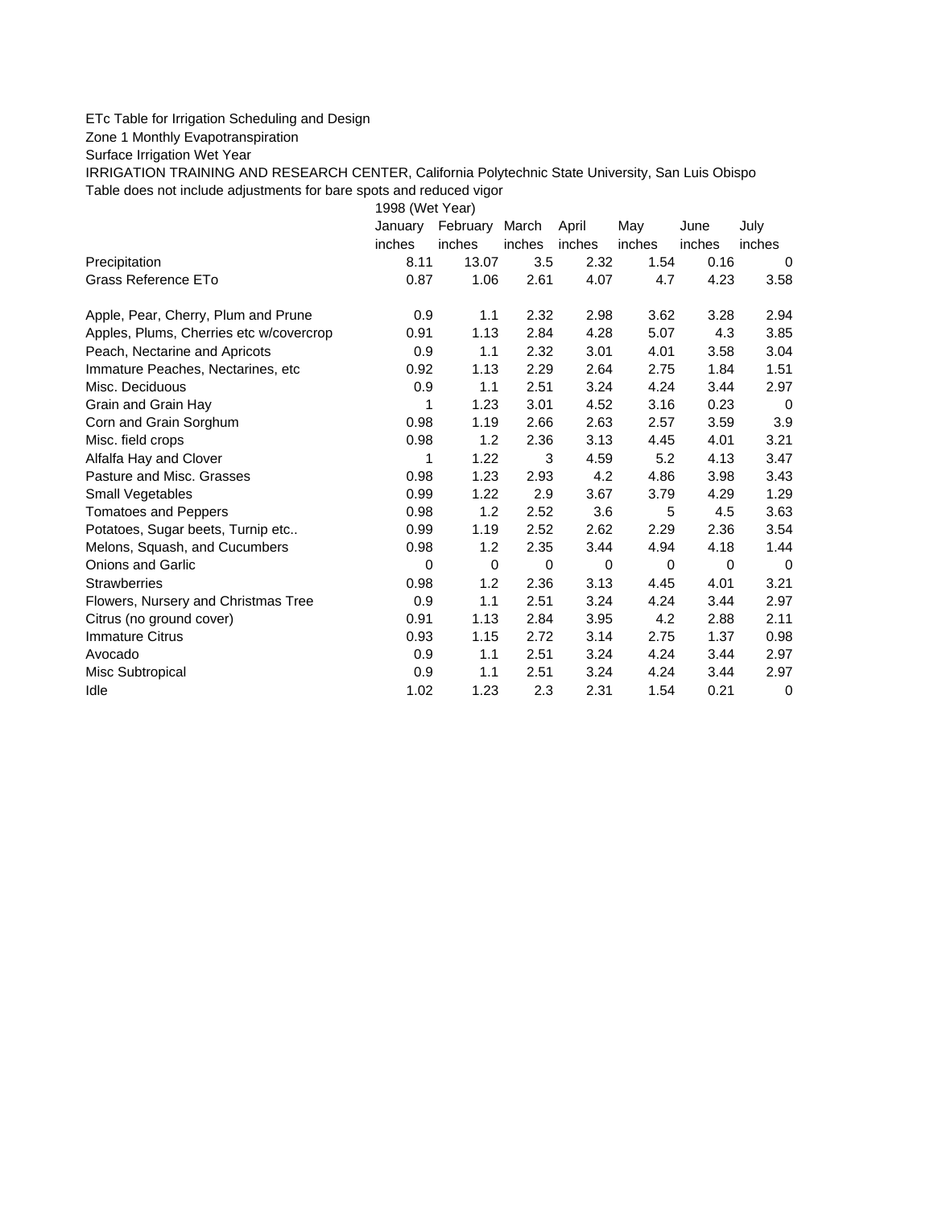ETc Table for Irrigation Scheduling and Design

Zone 1 Monthly Evapotranspiration

Surface Irrigation Wet Year

IRRIGATION TRAINING AND RESEARCH CENTER, California Polytechnic State University, San Luis Obispo

Table does not include adjustments for bare spots and reduced vigor

| | 1998 (Wet Year) | | | | | | |
|---|---|---|---|---|---|---|---|
| | January | February | March | April | May | June | July |
| | inches | inches | inches | inches | inches | inches | inches |
| Precipitation | 8.11 | 13.07 | 3.5 | 2.32 | 1.54 | 0.16 | 0 |
| Grass Reference ETo | 0.87 | 1.06 | 2.61 | 4.07 | 4.7 | 4.23 | 3.58 |
| | | | | | | | |
| Apple, Pear, Cherry, Plum and Prune | 0.9 | 1.1 | 2.32 | 2.98 | 3.62 | 3.28 | 2.94 |
| Apples, Plums, Cherries etc w/covercrop | 0.91 | 1.13 | 2.84 | 4.28 | 5.07 | 4.3 | 3.85 |
| Peach, Nectarine and Apricots | 0.9 | 1.1 | 2.32 | 3.01 | 4.01 | 3.58 | 3.04 |
| Immature Peaches, Nectarines, etc | 0.92 | 1.13 | 2.29 | 2.64 | 2.75 | 1.84 | 1.51 |
| Misc. Deciduous | 0.9 | 1.1 | 2.51 | 3.24 | 4.24 | 3.44 | 2.97 |
| Grain and Grain Hay | 1 | 1.23 | 3.01 | 4.52 | 3.16 | 0.23 | 0 |
| Corn and Grain Sorghum | 0.98 | 1.19 | 2.66 | 2.63 | 2.57 | 3.59 | 3.9 |
| Misc. field crops | 0.98 | 1.2 | 2.36 | 3.13 | 4.45 | 4.01 | 3.21 |
| Alfalfa Hay and Clover | 1 | 1.22 | 3 | 4.59 | 5.2 | 4.13 | 3.47 |
| Pasture and Misc. Grasses | 0.98 | 1.23 | 2.93 | 4.2 | 4.86 | 3.98 | 3.43 |
| Small Vegetables | 0.99 | 1.22 | 2.9 | 3.67 | 3.79 | 4.29 | 1.29 |
| Tomatoes and Peppers | 0.98 | 1.2 | 2.52 | 3.6 | 5 | 4.5 | 3.63 |
| Potatoes, Sugar beets, Turnip etc.. | 0.99 | 1.19 | 2.52 | 2.62 | 2.29 | 2.36 | 3.54 |
| Melons, Squash, and Cucumbers | 0.98 | 1.2 | 2.35 | 3.44 | 4.94 | 4.18 | 1.44 |
| Onions and Garlic | 0 | 0 | 0 | 0 | 0 | 0 | 0 |
| Strawberries | 0.98 | 1.2 | 2.36 | 3.13 | 4.45 | 4.01 | 3.21 |
| Flowers, Nursery and Christmas Tree | 0.9 | 1.1 | 2.51 | 3.24 | 4.24 | 3.44 | 2.97 |
| Citrus (no ground cover) | 0.91 | 1.13 | 2.84 | 3.95 | 4.2 | 2.88 | 2.11 |
| Immature Citrus | 0.93 | 1.15 | 2.72 | 3.14 | 2.75 | 1.37 | 0.98 |
| Avocado | 0.9 | 1.1 | 2.51 | 3.24 | 4.24 | 3.44 | 2.97 |
| Misc Subtropical | 0.9 | 1.1 | 2.51 | 3.24 | 4.24 | 3.44 | 2.97 |
| Idle | 1.02 | 1.23 | 2.3 | 2.31 | 1.54 | 0.21 | 0 |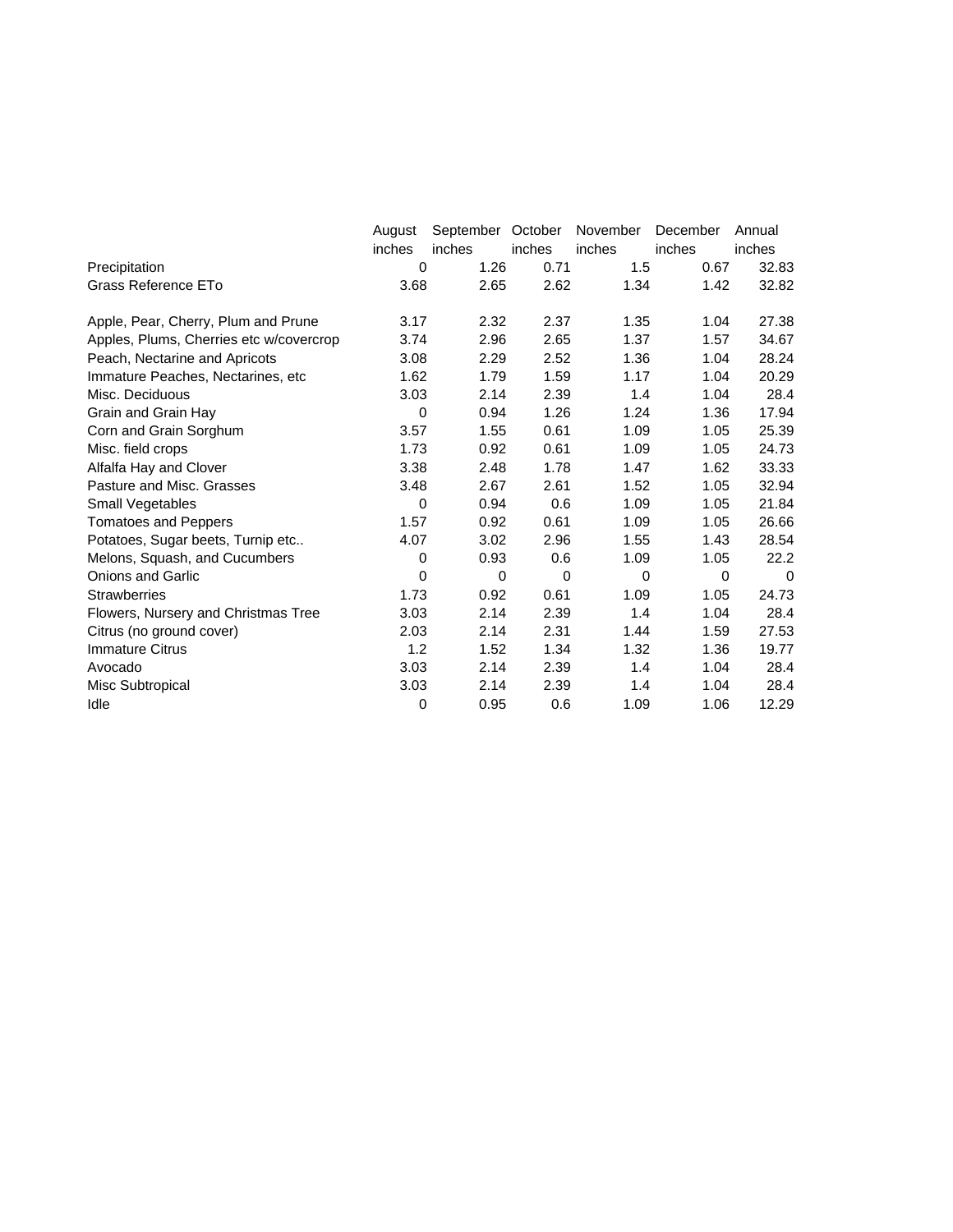| | August inches | September inches | October inches | November inches | December inches | Annual inches |
|---|---|---|---|---|---|---|
| Precipitation | 0 | 1.26 | 0.71 | 1.5 | 0.67 | 32.83 |
| Grass Reference ETo | 3.68 | 2.65 | 2.62 | 1.34 | 1.42 | 32.82 |
| | | | | | | |
| Apple, Pear, Cherry, Plum and Prune | 3.17 | 2.32 | 2.37 | 1.35 | 1.04 | 27.38 |
| Apples, Plums, Cherries etc w/covercrop | 3.74 | 2.96 | 2.65 | 1.37 | 1.57 | 34.67 |
| Peach, Nectarine and Apricots | 3.08 | 2.29 | 2.52 | 1.36 | 1.04 | 28.24 |
| Immature Peaches, Nectarines, etc | 1.62 | 1.79 | 1.59 | 1.17 | 1.04 | 20.29 |
| Misc. Deciduous | 3.03 | 2.14 | 2.39 | 1.4 | 1.04 | 28.4 |
| Grain and Grain Hay | 0 | 0.94 | 1.26 | 1.24 | 1.36 | 17.94 |
| Corn and Grain Sorghum | 3.57 | 1.55 | 0.61 | 1.09 | 1.05 | 25.39 |
| Misc. field crops | 1.73 | 0.92 | 0.61 | 1.09 | 1.05 | 24.73 |
| Alfalfa Hay and Clover | 3.38 | 2.48 | 1.78 | 1.47 | 1.62 | 33.33 |
| Pasture and Misc. Grasses | 3.48 | 2.67 | 2.61 | 1.52 | 1.05 | 32.94 |
| Small Vegetables | 0 | 0.94 | 0.6 | 1.09 | 1.05 | 21.84 |
| Tomatoes and Peppers | 1.57 | 0.92 | 0.61 | 1.09 | 1.05 | 26.66 |
| Potatoes, Sugar beets, Turnip etc.. | 4.07 | 3.02 | 2.96 | 1.55 | 1.43 | 28.54 |
| Melons, Squash, and Cucumbers | 0 | 0.93 | 0.6 | 1.09 | 1.05 | 22.2 |
| Onions and Garlic | 0 | 0 | 0 | 0 | 0 | 0 |
| Strawberries | 1.73 | 0.92 | 0.61 | 1.09 | 1.05 | 24.73 |
| Flowers, Nursery and Christmas Tree | 3.03 | 2.14 | 2.39 | 1.4 | 1.04 | 28.4 |
| Citrus (no ground cover) | 2.03 | 2.14 | 2.31 | 1.44 | 1.59 | 27.53 |
| Immature Citrus | 1.2 | 1.52 | 1.34 | 1.32 | 1.36 | 19.77 |
| Avocado | 3.03 | 2.14 | 2.39 | 1.4 | 1.04 | 28.4 |
| Misc Subtropical | 3.03 | 2.14 | 2.39 | 1.4 | 1.04 | 28.4 |
| Idle | 0 | 0.95 | 0.6 | 1.09 | 1.06 | 12.29 |